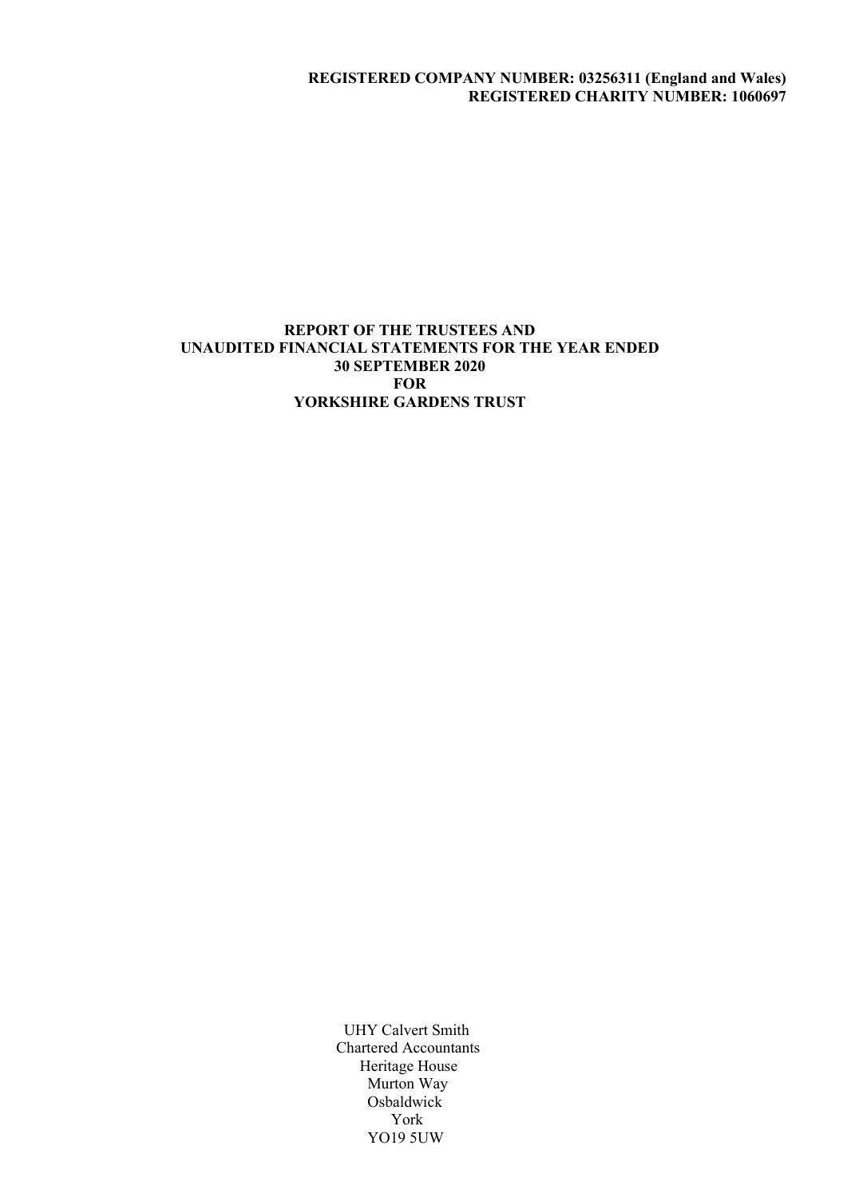**REGISTERED COMPANY NUMBER: 03256311 (England and Wales)**
**REGISTERED CHARITY NUMBER: 1060697**

# REPORT OF THE TRUSTEES AND UNAUDITED FINANCIAL STATEMENTS FOR THE YEAR ENDED 30 SEPTEMBER 2020 FOR YORKSHIRE GARDENS TRUST

UHY Calvert Smith
Chartered Accountants
Heritage House
Murton Way
Osbaldwick
York
YO19 5UW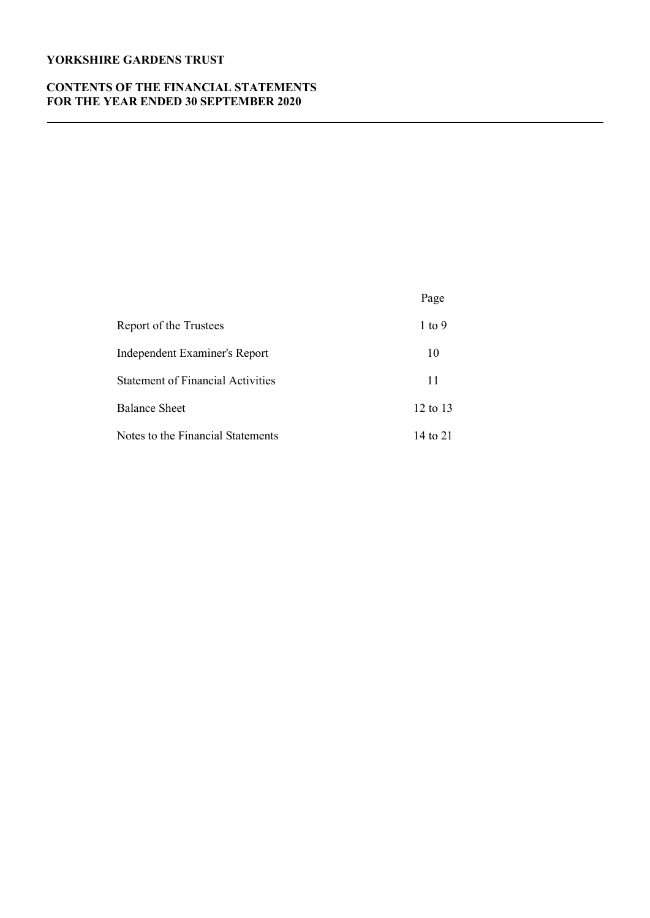# YORKSHIRE GARDENS TRUST

## CONTENTS OF THE FINANCIAL STATEMENTS
## FOR THE YEAR ENDED 30 SEPTEMBER 2020

| | Page |
|---|---|
| Report of the Trustees | 1 to 9 |
| Independent Examiner's Report | 10 |
| Statement of Financial Activities | 11 |
| Balance Sheet | 12 to 13 |
| Notes to the Financial Statements | 14 to 21 |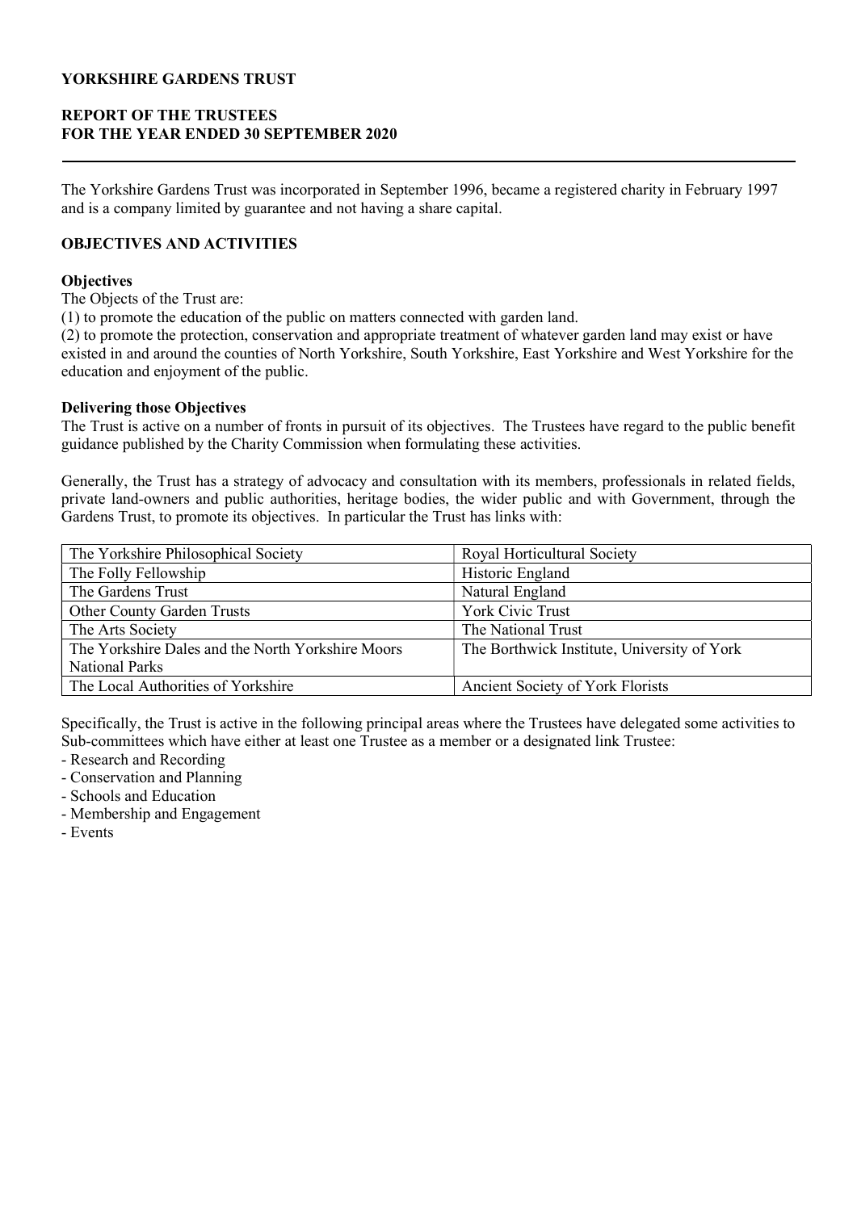**YORKSHIRE GARDENS TRUST**

**REPORT OF THE TRUSTEES**
**FOR THE YEAR ENDED 30 SEPTEMBER 2020**

The Yorkshire Gardens Trust was incorporated in September 1996, became a registered charity in February 1997 and is a company limited by guarantee and not having a share capital.

## OBJECTIVES AND ACTIVITIES

### Objectives

The Objects of the Trust are:
(1) to promote the education of the public on matters connected with garden land.
(2) to promote the protection, conservation and appropriate treatment of whatever garden land may exist or have existed in and around the counties of North Yorkshire, South Yorkshire, East Yorkshire and West Yorkshire for the education and enjoyment of the public.

### Delivering those Objectives

The Trust is active on a number of fronts in pursuit of its objectives. The Trustees have regard to the public benefit guidance published by the Charity Commission when formulating these activities.

Generally, the Trust has a strategy of advocacy and consultation with its members, professionals in related fields, private land-owners and public authorities, heritage bodies, the wider public and with Government, through the Gardens Trust, to promote its objectives. In particular the Trust has links with:

| | |
|---|---|
| The Yorkshire Philosophical Society | Royal Horticultural Society |
| The Folly Fellowship | Historic England |
| The Gardens Trust | Natural England |
| Other County Garden Trusts | York Civic Trust |
| The Arts Society | The National Trust |
| The Yorkshire Dales and the North Yorkshire Moors National Parks | The Borthwick Institute, University of York |
| The Local Authorities of Yorkshire | Ancient Society of York Florists |

Specifically, the Trust is active in the following principal areas where the Trustees have delegated some activities to Sub-committees which have either at least one Trustee as a member or a designated link Trustee:

- Research and Recording
- Conservation and Planning
- Schools and Education
- Membership and Engagement
- Events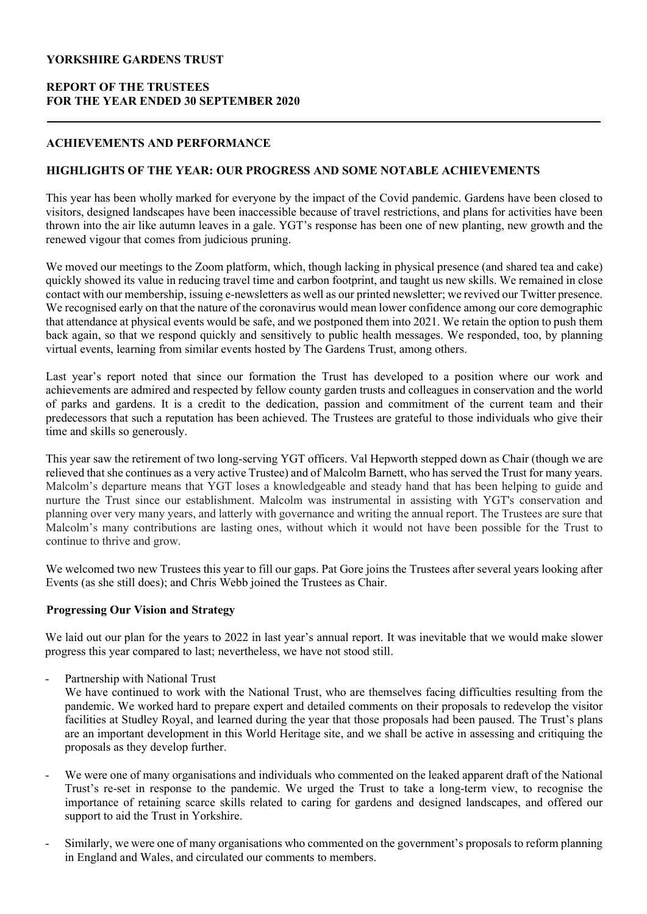**YORKSHIRE GARDENS TRUST**

**REPORT OF THE TRUSTEES**
**FOR THE YEAR ENDED 30 SEPTEMBER 2020**

## ACHIEVEMENTS AND PERFORMANCE

### HIGHLIGHTS OF THE YEAR: OUR PROGRESS AND SOME NOTABLE ACHIEVEMENTS

This year has been wholly marked for everyone by the impact of the Covid pandemic. Gardens have been closed to visitors, designed landscapes have been inaccessible because of travel restrictions, and plans for activities have been thrown into the air like autumn leaves in a gale. YGT's response has been one of new planting, new growth and the renewed vigour that comes from judicious pruning.

We moved our meetings to the Zoom platform, which, though lacking in physical presence (and shared tea and cake) quickly showed its value in reducing travel time and carbon footprint, and taught us new skills. We remained in close contact with our membership, issuing e-newsletters as well as our printed newsletter; we revived our Twitter presence. We recognised early on that the nature of the coronavirus would mean lower confidence among our core demographic that attendance at physical events would be safe, and we postponed them into 2021. We retain the option to push them back again, so that we respond quickly and sensitively to public health messages. We responded, too, by planning virtual events, learning from similar events hosted by The Gardens Trust, among others.

Last year's report noted that since our formation the Trust has developed to a position where our work and achievements are admired and respected by fellow county garden trusts and colleagues in conservation and the world of parks and gardens. It is a credit to the dedication, passion and commitment of the current team and their predecessors that such a reputation has been achieved. The Trustees are grateful to those individuals who give their time and skills so generously.

This year saw the retirement of two long-serving YGT officers. Val Hepworth stepped down as Chair (though we are relieved that she continues as a very active Trustee) and of Malcolm Barnett, who has served the Trust for many years. Malcolm's departure means that YGT loses a knowledgeable and steady hand that has been helping to guide and nurture the Trust since our establishment. Malcolm was instrumental in assisting with YGT's conservation and planning over very many years, and latterly with governance and writing the annual report. The Trustees are sure that Malcolm's many contributions are lasting ones, without which it would not have been possible for the Trust to continue to thrive and grow.

We welcomed two new Trustees this year to fill our gaps. Pat Gore joins the Trustees after several years looking after Events (as she still does); and Chris Webb joined the Trustees as Chair.

**Progressing Our Vision and Strategy**

We laid out our plan for the years to 2022 in last year's annual report. It was inevitable that we would make slower progress this year compared to last; nevertheless, we have not stood still.

- Partnership with National Trust
  We have continued to work with the National Trust, who are themselves facing difficulties resulting from the pandemic. We worked hard to prepare expert and detailed comments on their proposals to redevelop the visitor facilities at Studley Royal, and learned during the year that those proposals had been paused. The Trust's plans are an important development in this World Heritage site, and we shall be active in assessing and critiquing the proposals as they develop further.

- We were one of many organisations and individuals who commented on the leaked apparent draft of the National Trust's re-set in response to the pandemic. We urged the Trust to take a long-term view, to recognise the importance of retaining scarce skills related to caring for gardens and designed landscapes, and offered our support to aid the Trust in Yorkshire.

- Similarly, we were one of many organisations who commented on the government's proposals to reform planning in England and Wales, and circulated our comments to members.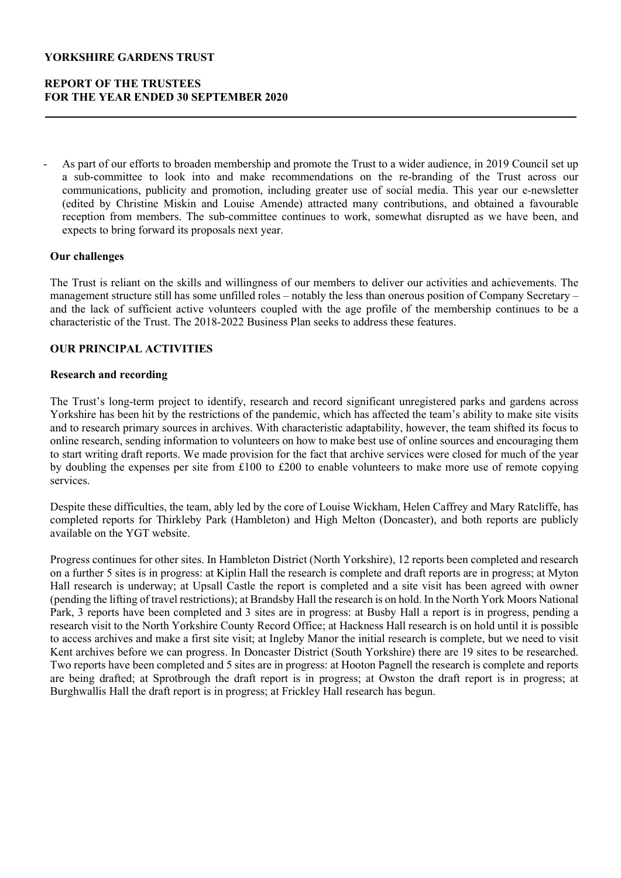- As part of our efforts to broaden membership and promote the Trust to a wider audience, in 2019 Council set up a sub-committee to look into and make recommendations on the re-branding of the Trust across our communications, publicity and promotion, including greater use of social media. This year our e-newsletter (edited by Christine Miskin and Louise Amende) attracted many contributions, and obtained a favourable reception from members. The sub-committee continues to work, somewhat disrupted as we have been, and expects to bring forward its proposals next year.

### Our challenges

The Trust is reliant on the skills and willingness of our members to deliver our activities and achievements. The management structure still has some unfilled roles – notably the less than onerous position of Company Secretary – and the lack of sufficient active volunteers coupled with the age profile of the membership continues to be a characteristic of the Trust. The 2018-2022 Business Plan seeks to address these features.

## OUR PRINCIPAL ACTIVITIES

### Research and recording

The Trust's long-term project to identify, research and record significant unregistered parks and gardens across Yorkshire has been hit by the restrictions of the pandemic, which has affected the team's ability to make site visits and to research primary sources in archives. With characteristic adaptability, however, the team shifted its focus to online research, sending information to volunteers on how to make best use of online sources and encouraging them to start writing draft reports. We made provision for the fact that archive services were closed for much of the year by doubling the expenses per site from £100 to £200 to enable volunteers to make more use of remote copying services.

Despite these difficulties, the team, ably led by the core of Louise Wickham, Helen Caffrey and Mary Ratcliffe, has completed reports for Thirkleby Park (Hambleton) and High Melton (Doncaster), and both reports are publicly available on the YGT website.

Progress continues for other sites. In Hambleton District (North Yorkshire), 12 reports been completed and research on a further 5 sites is in progress: at Kiplin Hall the research is complete and draft reports are in progress; at Myton Hall research is underway; at Upsall Castle the report is completed and a site visit has been agreed with owner (pending the lifting of travel restrictions); at Brandsby Hall the research is on hold. In the North York Moors National Park, 3 reports have been completed and 3 sites are in progress: at Busby Hall a report is in progress, pending a research visit to the North Yorkshire County Record Office; at Hackness Hall research is on hold until it is possible to access archives and make a first site visit; at Ingleby Manor the initial research is complete, but we need to visit Kent archives before we can progress. In Doncaster District (South Yorkshire) there are 19 sites to be researched. Two reports have been completed and 5 sites are in progress: at Hooton Pagnell the research is complete and reports are being drafted; at Sprotbrough the draft report is in progress; at Owston the draft report is in progress; at Burghwallis Hall the draft report is in progress; at Frickley Hall research has begun.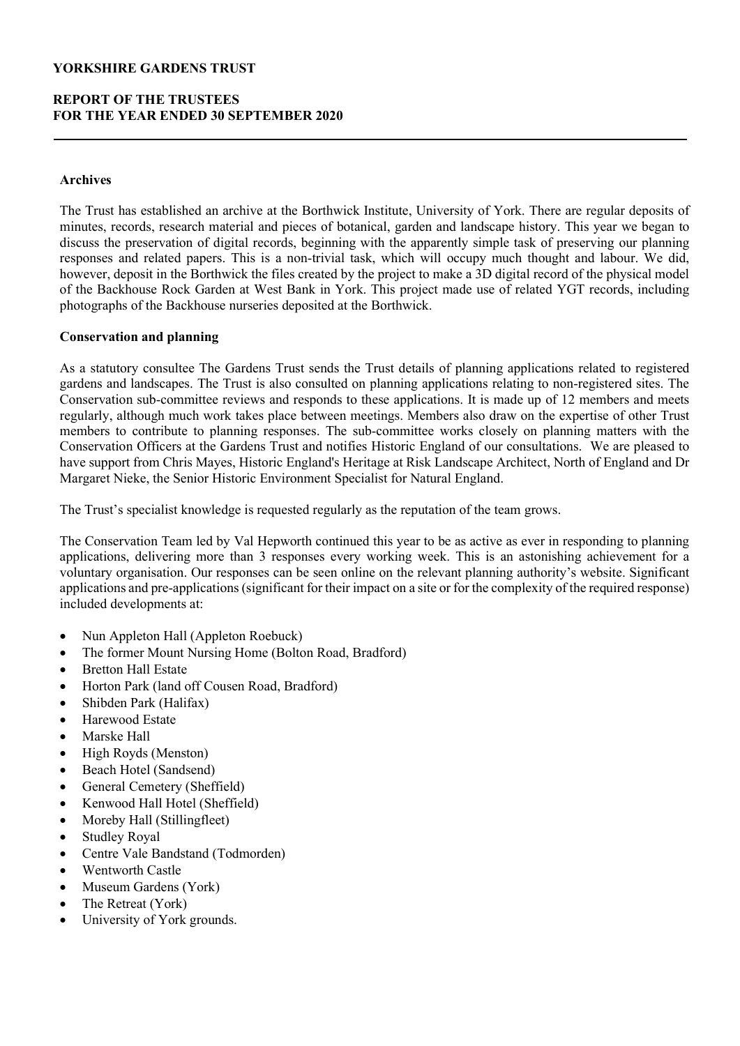## Archives

The Trust has established an archive at the Borthwick Institute, University of York. There are regular deposits of minutes, records, research material and pieces of botanical, garden and landscape history. This year we began to discuss the preservation of digital records, beginning with the apparently simple task of preserving our planning responses and related papers. This is a non-trivial task, which will occupy much thought and labour. We did, however, deposit in the Borthwick the files created by the project to make a 3D digital record of the physical model of the Backhouse Rock Garden at West Bank in York. This project made use of related YGT records, including photographs of the Backhouse nurseries deposited at the Borthwick.

## Conservation and planning

As a statutory consultee The Gardens Trust sends the Trust details of planning applications related to registered gardens and landscapes. The Trust is also consulted on planning applications relating to non-registered sites. The Conservation sub-committee reviews and responds to these applications. It is made up of 12 members and meets regularly, although much work takes place between meetings. Members also draw on the expertise of other Trust members to contribute to planning responses. The sub-committee works closely on planning matters with the Conservation Officers at the Gardens Trust and notifies Historic England of our consultations. We are pleased to have support from Chris Mayes, Historic England's Heritage at Risk Landscape Architect, North of England and Dr Margaret Nieke, the Senior Historic Environment Specialist for Natural England.

The Trust's specialist knowledge is requested regularly as the reputation of the team grows.

The Conservation Team led by Val Hepworth continued this year to be as active as ever in responding to planning applications, delivering more than 3 responses every working week. This is an astonishing achievement for a voluntary organisation. Our responses can be seen online on the relevant planning authority's website. Significant applications and pre-applications (significant for their impact on a site or for the complexity of the required response) included developments at:

- Nun Appleton Hall (Appleton Roebuck)
- The former Mount Nursing Home (Bolton Road, Bradford)
- Bretton Hall Estate
- Horton Park (land off Cousen Road, Bradford)
- Shibden Park (Halifax)
- Harewood Estate
- Marske Hall
- High Royds (Menston)
- Beach Hotel (Sandsend)
- General Cemetery (Sheffield)
- Kenwood Hall Hotel (Sheffield)
- Moreby Hall (Stillingfleet)
- Studley Royal
- Centre Vale Bandstand (Todmorden)
- Wentworth Castle
- Museum Gardens (York)
- The Retreat (York)
- University of York grounds.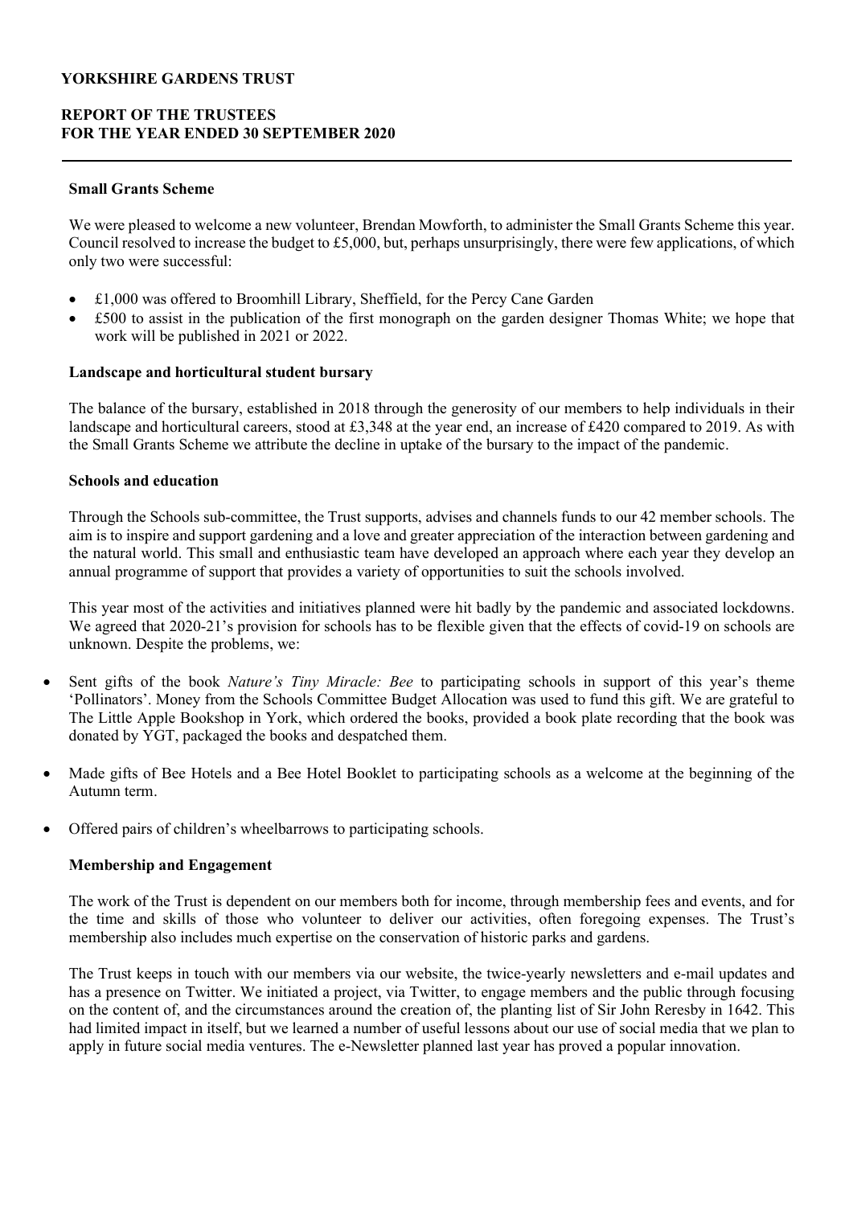### Small Grants Scheme

We were pleased to welcome a new volunteer, Brendan Mowforth, to administer the Small Grants Scheme this year. Council resolved to increase the budget to £5,000, but, perhaps unsurprisingly, there were few applications, of which only two were successful:

- £1,000 was offered to Broomhill Library, Sheffield, for the Percy Cane Garden
- £500 to assist in the publication of the first monograph on the garden designer Thomas White; we hope that work will be published in 2021 or 2022.

### Landscape and horticultural student bursary

The balance of the bursary, established in 2018 through the generosity of our members to help individuals in their landscape and horticultural careers, stood at £3,348 at the year end, an increase of £420 compared to 2019. As with the Small Grants Scheme we attribute the decline in uptake of the bursary to the impact of the pandemic.

### Schools and education

Through the Schools sub-committee, the Trust supports, advises and channels funds to our 42 member schools. The aim is to inspire and support gardening and a love and greater appreciation of the interaction between gardening and the natural world. This small and enthusiastic team have developed an approach where each year they develop an annual programme of support that provides a variety of opportunities to suit the schools involved.

This year most of the activities and initiatives planned were hit badly by the pandemic and associated lockdowns. We agreed that 2020-21's provision for schools has to be flexible given that the effects of covid-19 on schools are unknown. Despite the problems, we:

- Sent gifts of the book *Nature's Tiny Miracle: Bee* to participating schools in support of this year's theme 'Pollinators'. Money from the Schools Committee Budget Allocation was used to fund this gift. We are grateful to The Little Apple Bookshop in York, which ordered the books, provided a book plate recording that the book was donated by YGT, packaged the books and despatched them.
- Made gifts of Bee Hotels and a Bee Hotel Booklet to participating schools as a welcome at the beginning of the Autumn term.
- Offered pairs of children's wheelbarrows to participating schools.

### Membership and Engagement

The work of the Trust is dependent on our members both for income, through membership fees and events, and for the time and skills of those who volunteer to deliver our activities, often foregoing expenses. The Trust's membership also includes much expertise on the conservation of historic parks and gardens.

The Trust keeps in touch with our members via our website, the twice-yearly newsletters and e-mail updates and has a presence on Twitter. We initiated a project, via Twitter, to engage members and the public through focusing on the content of, and the circumstances around the creation of, the planting list of Sir John Reresby in 1642. This had limited impact in itself, but we learned a number of useful lessons about our use of social media that we plan to apply in future social media ventures. The e-Newsletter planned last year has proved a popular innovation.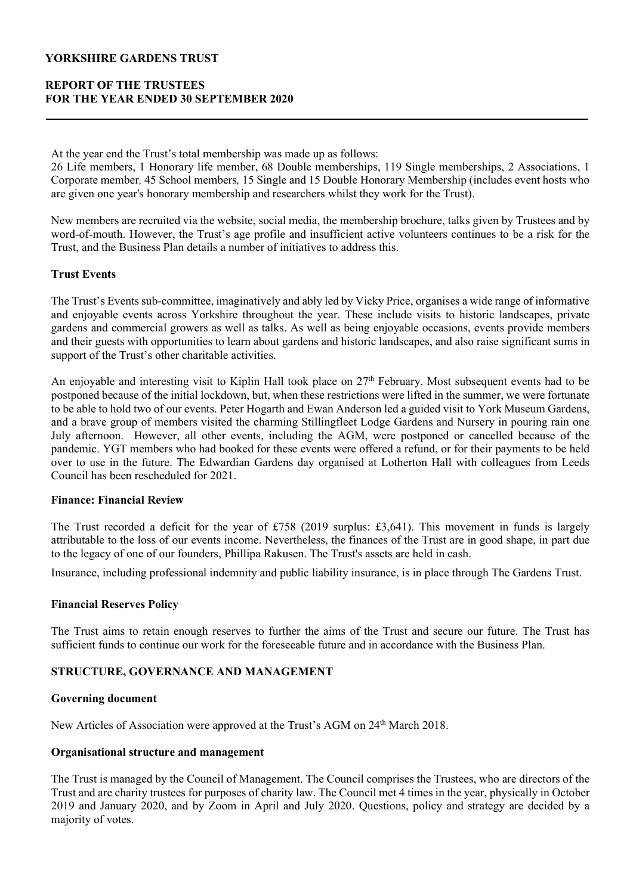At the year end the Trust's total membership was made up as follows:
26 Life members, 1 Honorary life member, 68 Double memberships, 119 Single memberships, 2 Associations, 1 Corporate member, 45 School members, 15 Single and 15 Double Honorary Membership (includes event hosts who are given one year's honorary membership and researchers whilst they work for the Trust).

New members are recruited via the website, social media, the membership brochure, talks given by Trustees and by word-of-mouth. However, the Trust's age profile and insufficient active volunteers continues to be a risk for the Trust, and the Business Plan details a number of initiatives to address this.

### Trust Events

The Trust's Events sub-committee, imaginatively and ably led by Vicky Price, organises a wide range of informative and enjoyable events across Yorkshire throughout the year. These include visits to historic landscapes, private gardens and commercial growers as well as talks. As well as being enjoyable occasions, events provide members and their guests with opportunities to learn about gardens and historic landscapes, and also raise significant sums in support of the Trust's other charitable activities.

An enjoyable and interesting visit to Kiplin Hall took place on 27th February. Most subsequent events had to be postponed because of the initial lockdown, but, when these restrictions were lifted in the summer, we were fortunate to be able to hold two of our events. Peter Hogarth and Ewan Anderson led a guided visit to York Museum Gardens, and a brave group of members visited the charming Stillingfleet Lodge Gardens and Nursery in pouring rain one July afternoon. However, all other events, including the AGM, were postponed or cancelled because of the pandemic. YGT members who had booked for these events were offered a refund, or for their payments to be held over to use in the future. The Edwardian Gardens day organised at Lotherton Hall with colleagues from Leeds Council has been rescheduled for 2021.

### Finance: Financial Review

The Trust recorded a deficit for the year of £758 (2019 surplus: £3,641). This movement in funds is largely attributable to the loss of our events income. Nevertheless, the finances of the Trust are in good shape, in part due to the legacy of one of our founders, Phillipa Rakusen. The Trust's assets are held in cash.

Insurance, including professional indemnity and public liability insurance, is in place through The Gardens Trust.

### Financial Reserves Policy

The Trust aims to retain enough reserves to further the aims of the Trust and secure our future. The Trust has sufficient funds to continue our work for the foreseeable future and in accordance with the Business Plan.

## STRUCTURE, GOVERNANCE AND MANAGEMENT

### Governing document

New Articles of Association were approved at the Trust's AGM on 24th March 2018.

### Organisational structure and management

The Trust is managed by the Council of Management. The Council comprises the Trustees, who are directors of the Trust and are charity trustees for purposes of charity law. The Council met 4 times in the year, physically in October 2019 and January 2020, and by Zoom in April and July 2020. Questions, policy and strategy are decided by a majority of votes.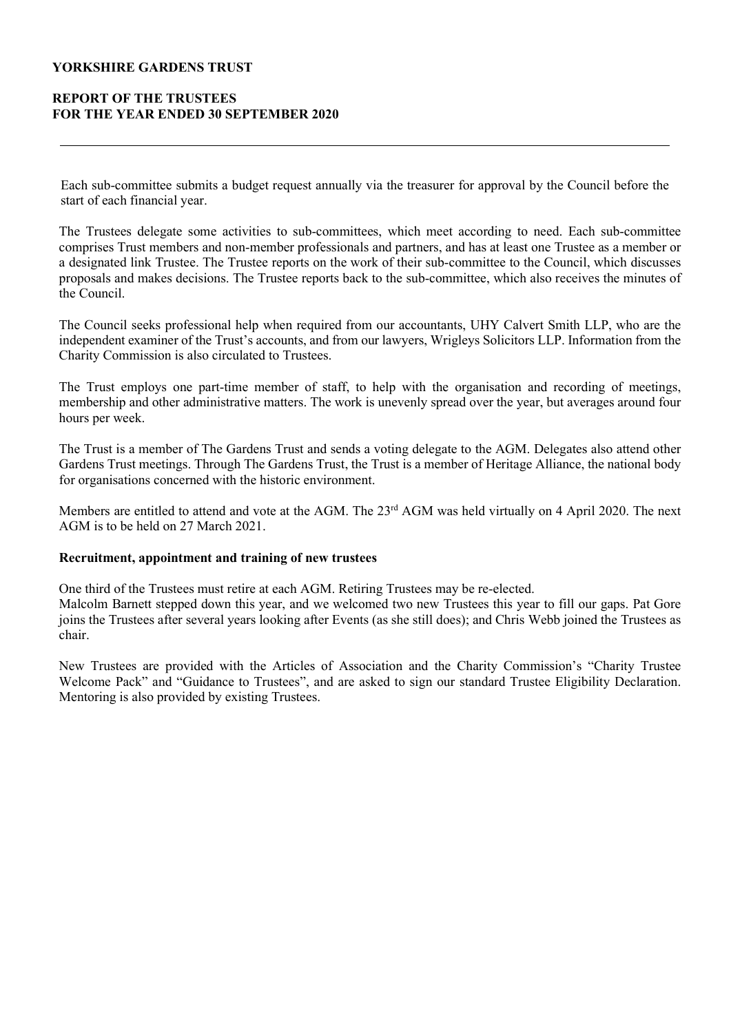Each sub-committee submits a budget request annually via the treasurer for approval by the Council before the start of each financial year.

The Trustees delegate some activities to sub-committees, which meet according to need. Each sub-committee comprises Trust members and non-member professionals and partners, and has at least one Trustee as a member or a designated link Trustee. The Trustee reports on the work of their sub-committee to the Council, which discusses proposals and makes decisions. The Trustee reports back to the sub-committee, which also receives the minutes of the Council.

The Council seeks professional help when required from our accountants, UHY Calvert Smith LLP, who are the independent examiner of the Trust's accounts, and from our lawyers, Wrigleys Solicitors LLP. Information from the Charity Commission is also circulated to Trustees.

The Trust employs one part-time member of staff, to help with the organisation and recording of meetings, membership and other administrative matters. The work is unevenly spread over the year, but averages around four hours per week.

The Trust is a member of The Gardens Trust and sends a voting delegate to the AGM. Delegates also attend other Gardens Trust meetings. Through The Gardens Trust, the Trust is a member of Heritage Alliance, the national body for organisations concerned with the historic environment.

Members are entitled to attend and vote at the AGM. The 23rd AGM was held virtually on 4 April 2020. The next AGM is to be held on 27 March 2021.

**Recruitment, appointment and training of new trustees**

One third of the Trustees must retire at each AGM. Retiring Trustees may be re-elected.
Malcolm Barnett stepped down this year, and we welcomed two new Trustees this year to fill our gaps. Pat Gore joins the Trustees after several years looking after Events (as she still does); and Chris Webb joined the Trustees as chair.

New Trustees are provided with the Articles of Association and the Charity Commission's "Charity Trustee Welcome Pack" and "Guidance to Trustees", and are asked to sign our standard Trustee Eligibility Declaration. Mentoring is also provided by existing Trustees.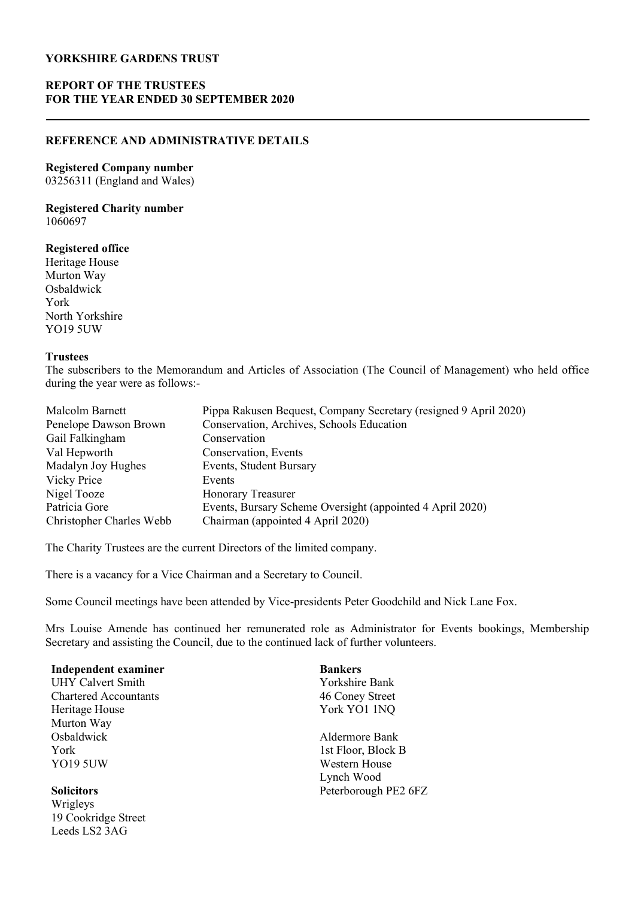**YORKSHIRE GARDENS TRUST**

**REPORT OF THE TRUSTEES**
**FOR THE YEAR ENDED 30 SEPTEMBER 2020**

## REFERENCE AND ADMINISTRATIVE DETAILS

**Registered Company number**
03256311 (England and Wales)

**Registered Charity number**
1060697

**Registered office**
Heritage House
Murton Way
Osbaldwick
York
North Yorkshire
YO19 5UW

**Trustees**
The subscribers to the Memorandum and Articles of Association (The Council of Management) who held office during the year were as follows:-

| | |
|---|---|
| Malcolm Barnett | Pippa Rakusen Bequest, Company Secretary (resigned 9 April 2020) |
| Penelope Dawson Brown | Conservation, Archives, Schools Education |
| Gail Falkingham | Conservation |
| Val Hepworth | Conservation, Events |
| Madalyn Joy Hughes | Events, Student Bursary |
| Vicky Price | Events |
| Nigel Tooze | Honorary Treasurer |
| Patricia Gore | Events, Bursary Scheme Oversight (appointed 4 April 2020) |
| Christopher Charles Webb | Chairman (appointed 4 April 2020) |

The Charity Trustees are the current Directors of the limited company.

There is a vacancy for a Vice Chairman and a Secretary to Council.

Some Council meetings have been attended by Vice-presidents Peter Goodchild and Nick Lane Fox.

Mrs Louise Amende has continued her remunerated role as Administrator for Events bookings, Membership Secretary and assisting the Council, due to the continued lack of further volunteers.

**Independent examiner**
UHY Calvert Smith
Chartered Accountants
Heritage House
Murton Way
Osbaldwick
York
YO19 5UW

**Solicitors**
Wrigleys
19 Cookridge Street
Leeds LS2 3AG

**Bankers**
Yorkshire Bank
46 Coney Street
York YO1 1NQ

Aldermore Bank
1st Floor, Block B
Western House
Lynch Wood
Peterborough PE2 6FZ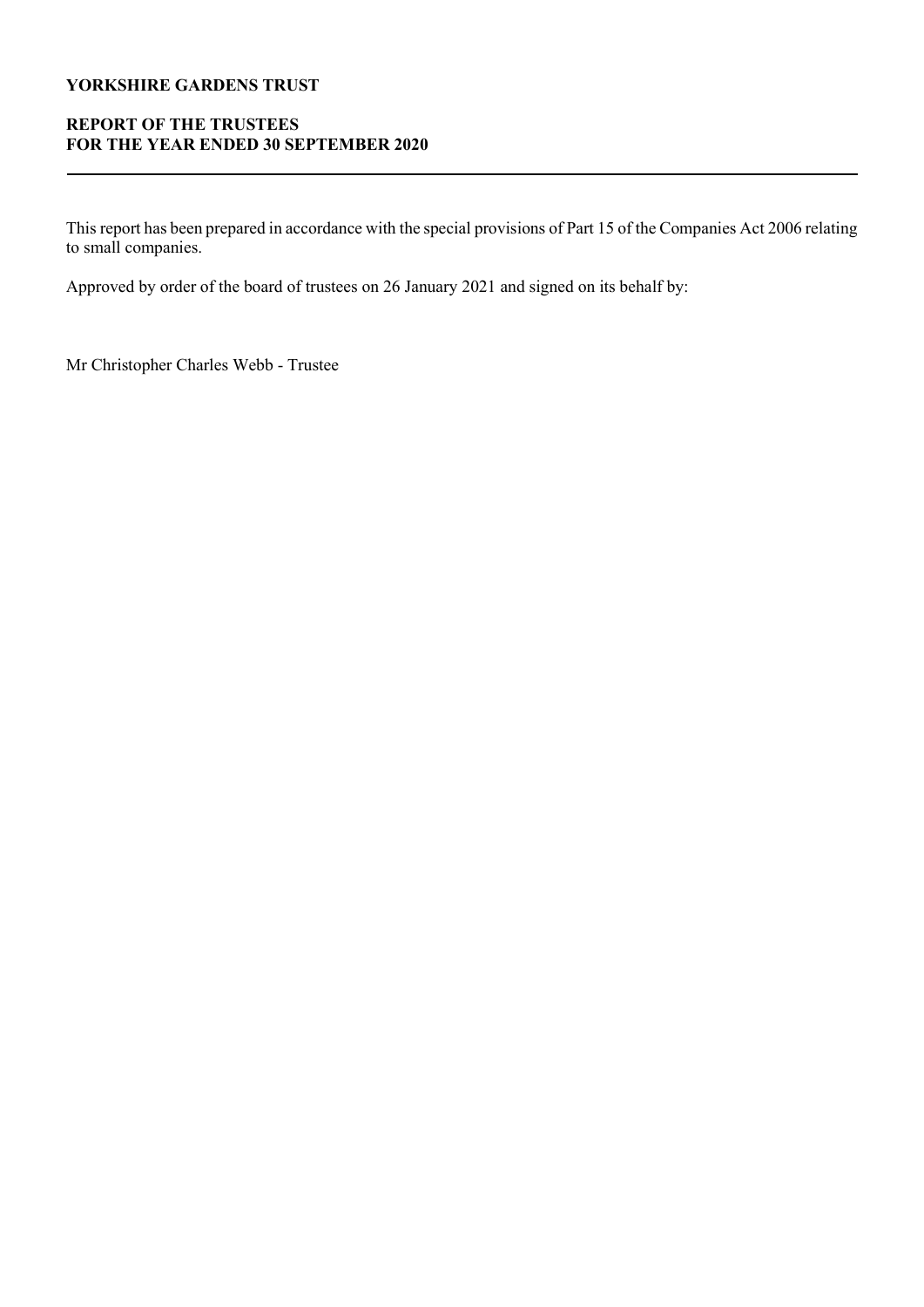# YORKSHIRE GARDENS TRUST

## REPORT OF THE TRUSTEES FOR THE YEAR ENDED 30 SEPTEMBER 2020

This report has been prepared in accordance with the special provisions of Part 15 of the Companies Act 2006 relating to small companies.

Approved by order of the board of trustees on 26 January 2021 and signed on its behalf by:

Mr Christopher Charles Webb - Trustee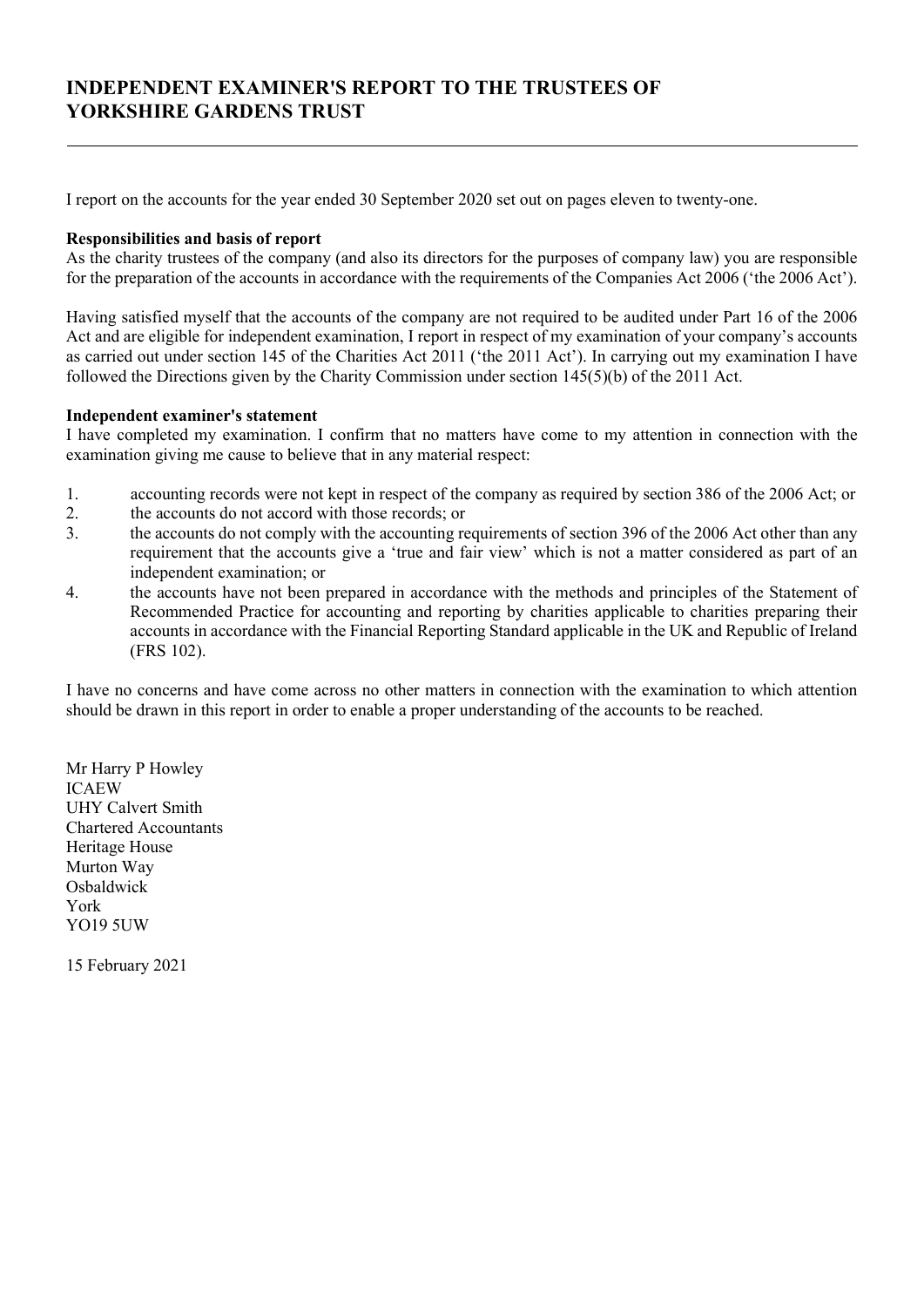# INDEPENDENT EXAMINER'S REPORT TO THE TRUSTEES OF YORKSHIRE GARDENS TRUST

I report on the accounts for the year ended 30 September 2020 set out on pages eleven to twenty-one.

**Responsibilities and basis of report**

As the charity trustees of the company (and also its directors for the purposes of company law) you are responsible for the preparation of the accounts in accordance with the requirements of the Companies Act 2006 ('the 2006 Act').

Having satisfied myself that the accounts of the company are not required to be audited under Part 16 of the 2006 Act and are eligible for independent examination, I report in respect of my examination of your company's accounts as carried out under section 145 of the Charities Act 2011 ('the 2011 Act'). In carrying out my examination I have followed the Directions given by the Charity Commission under section 145(5)(b) of the 2011 Act.

**Independent examiner's statement**

I have completed my examination. I confirm that no matters have come to my attention in connection with the examination giving me cause to believe that in any material respect:

1. accounting records were not kept in respect of the company as required by section 386 of the 2006 Act; or
2. the accounts do not accord with those records; or
3. the accounts do not comply with the accounting requirements of section 396 of the 2006 Act other than any requirement that the accounts give a 'true and fair view' which is not a matter considered as part of an independent examination; or
4. the accounts have not been prepared in accordance with the methods and principles of the Statement of Recommended Practice for accounting and reporting by charities applicable to charities preparing their accounts in accordance with the Financial Reporting Standard applicable in the UK and Republic of Ireland (FRS 102).

I have no concerns and have come across no other matters in connection with the examination to which attention should be drawn in this report in order to enable a proper understanding of the accounts to be reached.

Mr Harry P Howley
ICAEW
UHY Calvert Smith
Chartered Accountants
Heritage House
Murton Way
Osbaldwick
York
YO19 5UW

15 February 2021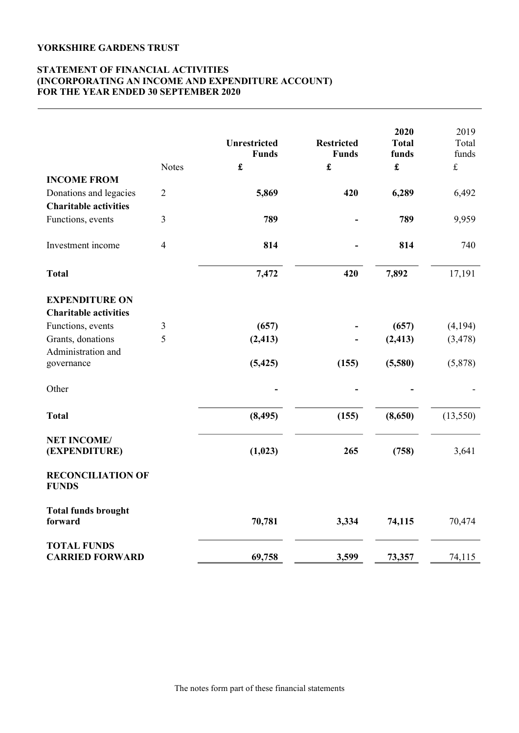**YORKSHIRE GARDENS TRUST**

**STATEMENT OF FINANCIAL ACTIVITIES**
**(INCORPORATING AN INCOME AND EXPENDITURE ACCOUNT)**
**FOR THE YEAR ENDED 30 SEPTEMBER 2020**

| | Notes | **Unrestricted Funds** | **Restricted Funds** | **2020 Total funds** | 2019 Total funds |
|---|---|---|---|---|---|
| | | **£** | **£** | **£** | £ |
| **INCOME FROM** | | | | | |
| Donations and legacies | 2 | **5,869** | **420** | **6,289** | 6,492 |
| **Charitable activities** | | | | | |
| Functions, events | 3 | **789** | **-** | **789** | 9,959 |
| Investment income | 4 | **814** | **-** | **814** | 740 |
| **Total** | | **7,472** | **420** | **7,892** | 17,191 |
| **EXPENDITURE ON** | | | | | |
| **Charitable activities** | | | | | |
| Functions, events | 3 | **(657)** | **-** | **(657)** | (4,194) |
| Grants, donations | 5 | **(2,413)** | **-** | **(2,413)** | (3,478) |
| Administration and governance | | **(5,425)** | **(155)** | **(5,580)** | (5,878) |
| Other | | **-** | **-** | **-** | - |
| **Total** | | **(8,495)** | **(155)** | **(8,650)** | (13,550) |
| **NET INCOME/ (EXPENDITURE)** | | **(1,023)** | **265** | **(758)** | 3,641 |
| **RECONCILIATION OF FUNDS** | | | | | |
| **Total funds brought forward** | | **70,781** | **3,334** | **74,115** | 70,474 |
| **TOTAL FUNDS CARRIED FORWARD** | | **69,758** | **3,599** | **73,357** | 74,115 |

The notes form part of these financial statements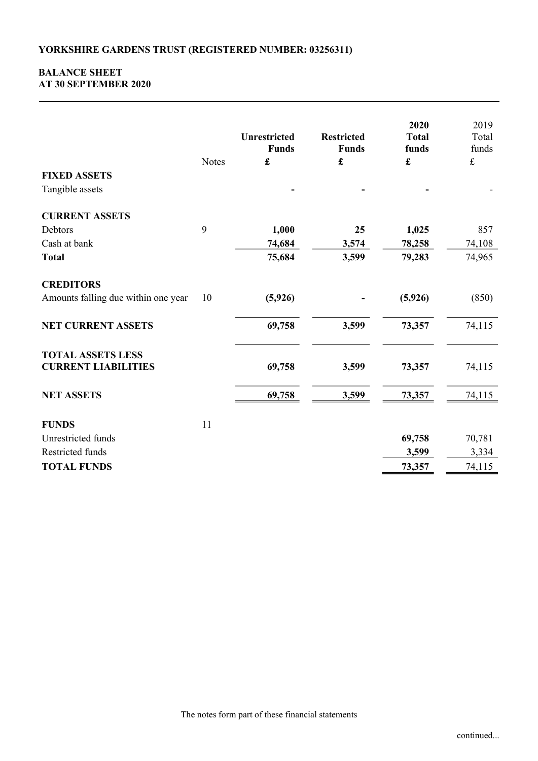# YORKSHIRE GARDENS TRUST (REGISTERED NUMBER: 03256311)

## BALANCE SHEET
## AT 30 SEPTEMBER 2020

| | Notes | Unrestricted Funds £ | Restricted Funds £ | 2020 Total funds £ | 2019 Total funds £ |
|---|---|---|---|---|---|
| **FIXED ASSETS** | | | | | |
| Tangible assets | | - | - | - | - |
| **CURRENT ASSETS** | | | | | |
| Debtors | 9 | 1,000 | 25 | 1,025 | 857 |
| Cash at bank | | 74,684 | 3,574 | 78,258 | 74,108 |
| **Total** | | 75,684 | 3,599 | 79,283 | 74,965 |
| **CREDITORS** | | | | | |
| Amounts falling due within one year | 10 | (5,926) | - | (5,926) | (850) |
| **NET CURRENT ASSETS** | | 69,758 | 3,599 | 73,357 | 74,115 |
| **TOTAL ASSETS LESS CURRENT LIABILITIES** | | 69,758 | 3,599 | 73,357 | 74,115 |
| **NET ASSETS** | | 69,758 | 3,599 | 73,357 | 74,115 |
| **FUNDS** | 11 | | | | |
| Unrestricted funds | | | | 69,758 | 70,781 |
| Restricted funds | | | | 3,599 | 3,334 |
| **TOTAL FUNDS** | | | | 73,357 | 74,115 |

The notes form part of these financial statements

continued...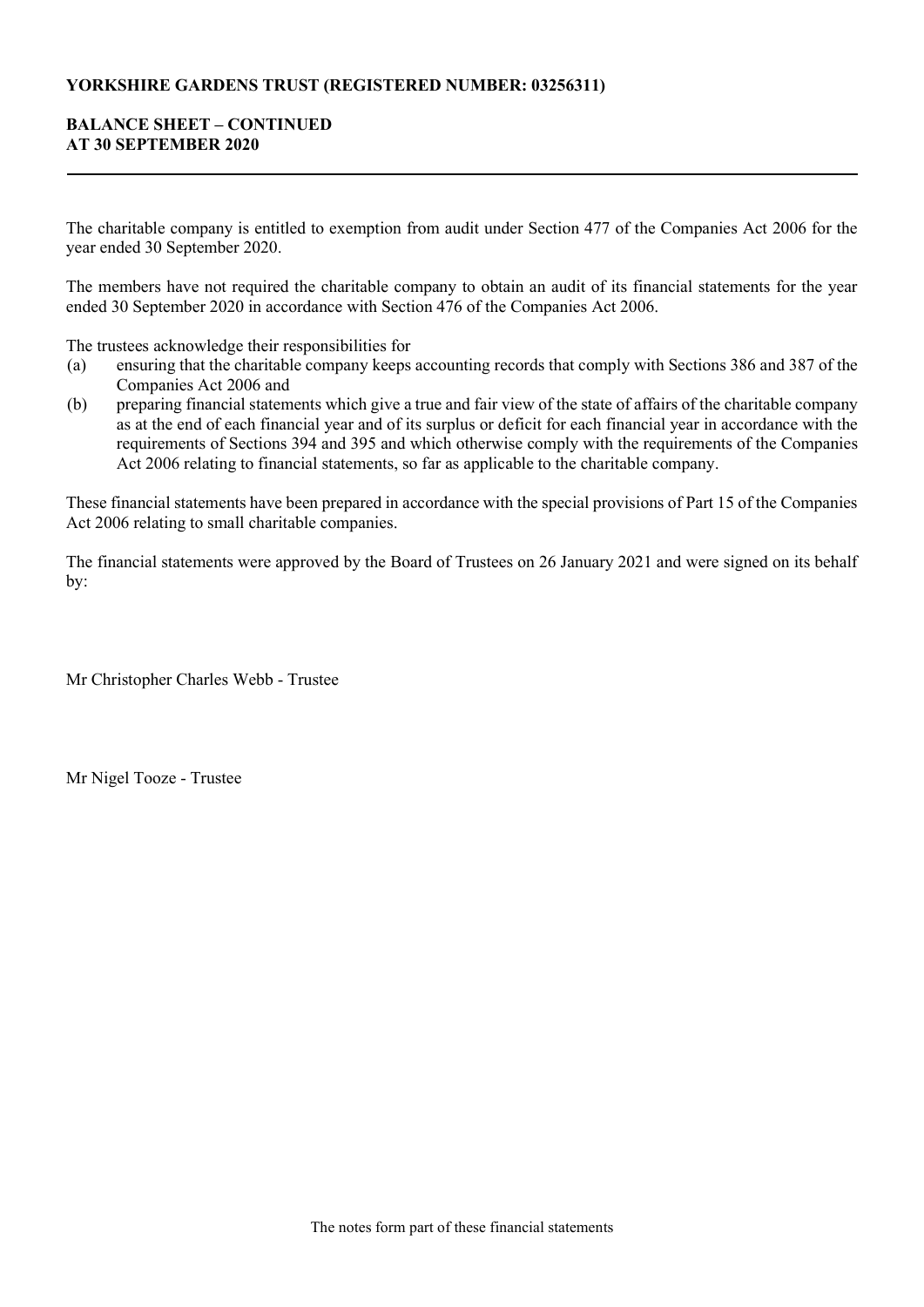**YORKSHIRE GARDENS TRUST (REGISTERED NUMBER: 03256311)**

**BALANCE SHEET – CONTINUED**
**AT 30 SEPTEMBER 2020**

The charitable company is entitled to exemption from audit under Section 477 of the Companies Act 2006 for the year ended 30 September 2020.

The members have not required the charitable company to obtain an audit of its financial statements for the year ended 30 September 2020 in accordance with Section 476 of the Companies Act 2006.

The trustees acknowledge their responsibilities for

(a) ensuring that the charitable company keeps accounting records that comply with Sections 386 and 387 of the Companies Act 2006 and

(b) preparing financial statements which give a true and fair view of the state of affairs of the charitable company as at the end of each financial year and of its surplus or deficit for each financial year in accordance with the requirements of Sections 394 and 395 and which otherwise comply with the requirements of the Companies Act 2006 relating to financial statements, so far as applicable to the charitable company.

These financial statements have been prepared in accordance with the special provisions of Part 15 of the Companies Act 2006 relating to small charitable companies.

The financial statements were approved by the Board of Trustees on 26 January 2021 and were signed on its behalf by:

Mr Christopher Charles Webb - Trustee

Mr Nigel Tooze - Trustee

The notes form part of these financial statements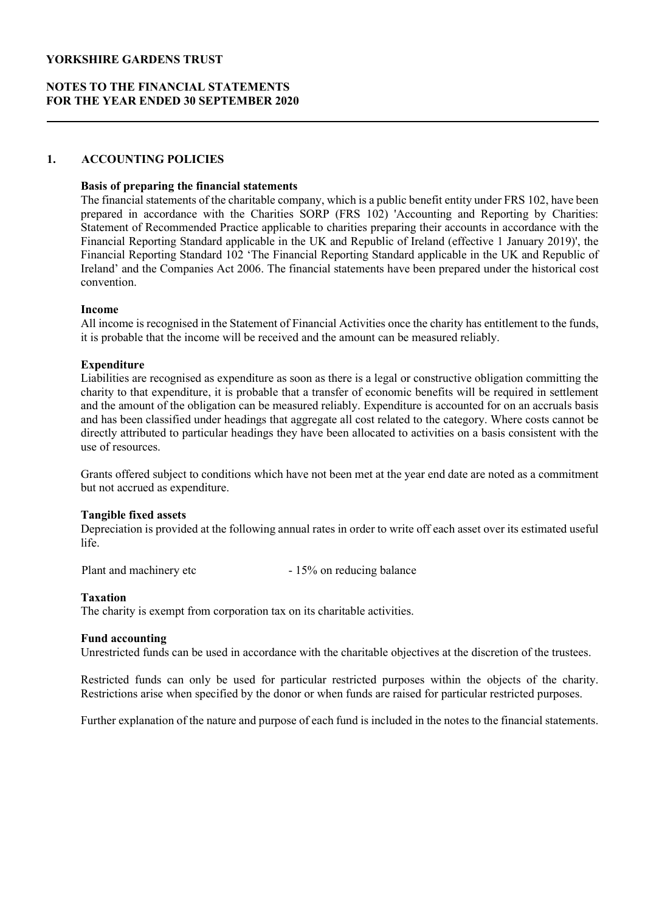# 1. ACCOUNTING POLICIES

**Basis of preparing the financial statements**

The financial statements of the charitable company, which is a public benefit entity under FRS 102, have been prepared in accordance with the Charities SORP (FRS 102) 'Accounting and Reporting by Charities: Statement of Recommended Practice applicable to charities preparing their accounts in accordance with the Financial Reporting Standard applicable in the UK and Republic of Ireland (effective 1 January 2019)', the Financial Reporting Standard 102 'The Financial Reporting Standard applicable in the UK and Republic of Ireland' and the Companies Act 2006. The financial statements have been prepared under the historical cost convention.

**Income**

All income is recognised in the Statement of Financial Activities once the charity has entitlement to the funds, it is probable that the income will be received and the amount can be measured reliably.

**Expenditure**

Liabilities are recognised as expenditure as soon as there is a legal or constructive obligation committing the charity to that expenditure, it is probable that a transfer of economic benefits will be required in settlement and the amount of the obligation can be measured reliably. Expenditure is accounted for on an accruals basis and has been classified under headings that aggregate all cost related to the category. Where costs cannot be directly attributed to particular headings they have been allocated to activities on a basis consistent with the use of resources.

Grants offered subject to conditions which have not been met at the year end date are noted as a commitment but not accrued as expenditure.

**Tangible fixed assets**

Depreciation is provided at the following annual rates in order to write off each asset over its estimated useful life.

Plant and machinery etc - 15% on reducing balance

**Taxation**

The charity is exempt from corporation tax on its charitable activities.

**Fund accounting**

Unrestricted funds can be used in accordance with the charitable objectives at the discretion of the trustees.

Restricted funds can only be used for particular restricted purposes within the objects of the charity. Restrictions arise when specified by the donor or when funds are raised for particular restricted purposes.

Further explanation of the nature and purpose of each fund is included in the notes to the financial statements.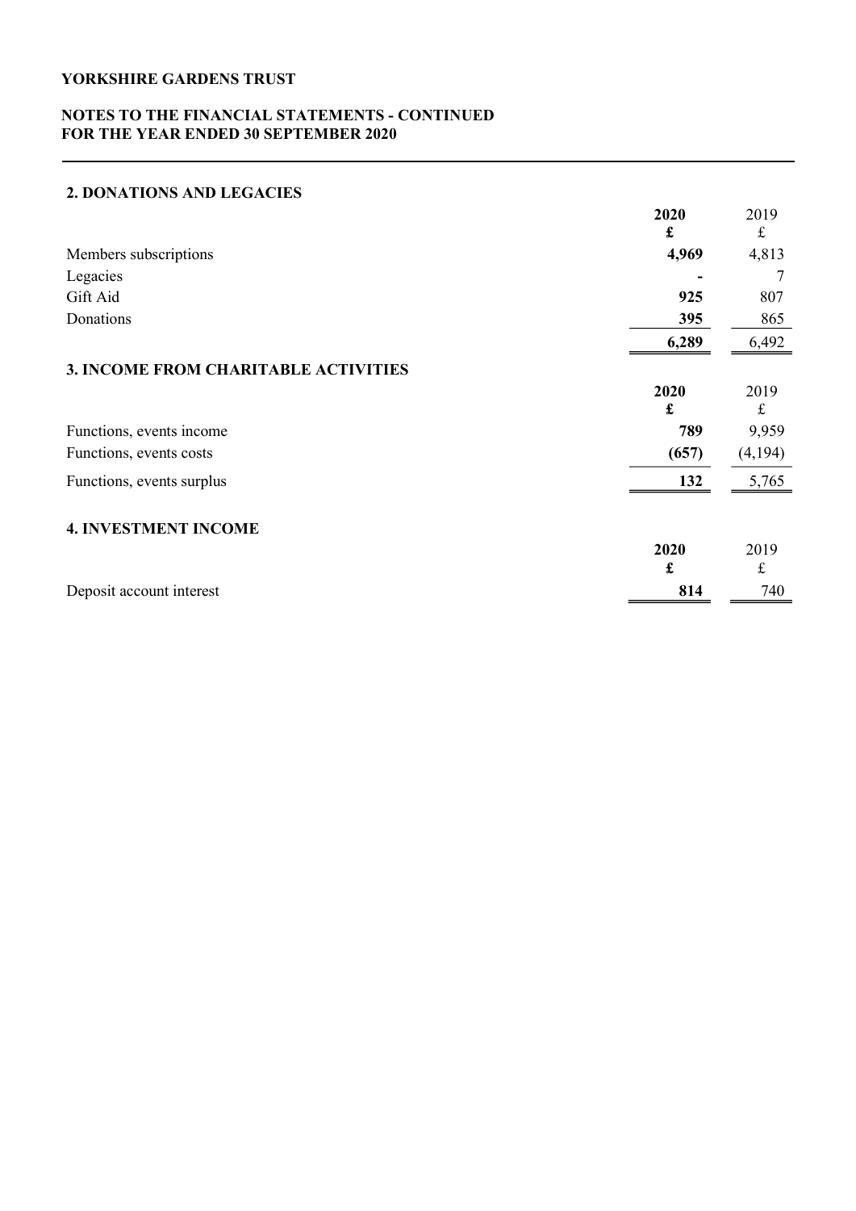# YORKSHIRE GARDENS TRUST

## NOTES TO THE FINANCIAL STATEMENTS - CONTINUED
## FOR THE YEAR ENDED 30 SEPTEMBER 2020

### 2. DONATIONS AND LEGACIES

| | 2020<br>£ | 2019<br>£ |
|---|---|---|
| Members subscriptions | **4,969** | 4,813 |
| Legacies | **-** | 7 |
| Gift Aid | **925** | 807 |
| Donations | **395** | 865 |
| | **6,289** | 6,492 |

### 3. INCOME FROM CHARITABLE ACTIVITIES

| | 2020<br>£ | 2019<br>£ |
|---|---|---|
| Functions, events income | **789** | 9,959 |
| Functions, events costs | **(657)** | (4,194) |
| Functions, events surplus | **132** | 5,765 |

### 4. INVESTMENT INCOME

| | 2020<br>£ | 2019<br>£ |
|---|---|---|
| Deposit account interest | **814** | 740 |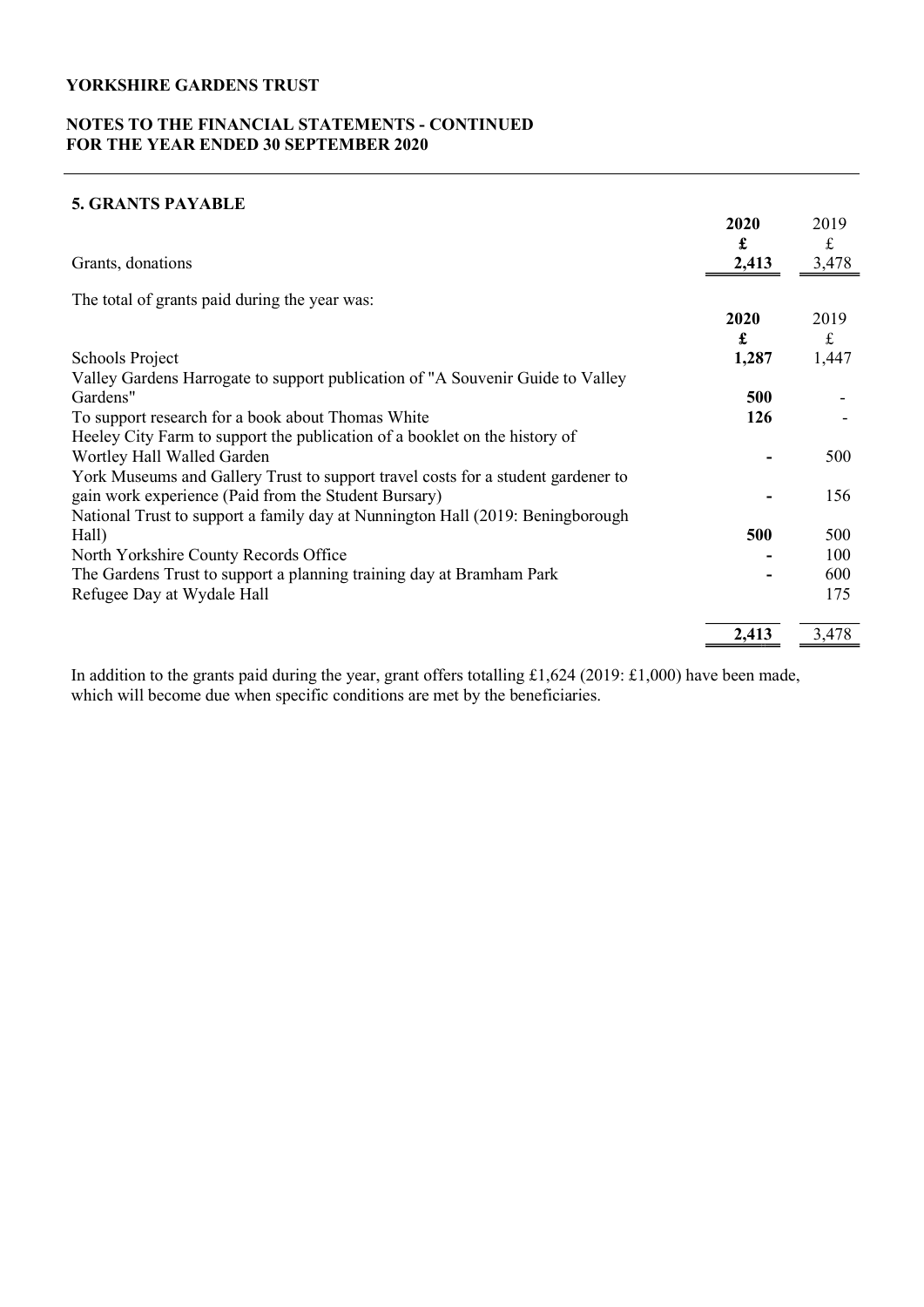# YORKSHIRE GARDENS TRUST

## NOTES TO THE FINANCIAL STATEMENTS - CONTINUED
## FOR THE YEAR ENDED 30 SEPTEMBER 2020

### 5. GRANTS PAYABLE

| | **2020** | 2019 |
|---|---|---|
| | **£** | £ |
| Grants, donations | **2,413** | 3,478 |

The total of grants paid during the year was:

| | **2020** | 2019 |
|---|---|---|
| | **£** | £ |
| Schools Project | **1,287** | 1,447 |
| Valley Gardens Harrogate to support publication of "A Souvenir Guide to Valley Gardens" | **500** | - |
| To support research for a book about Thomas White | **126** | - |
| Heeley City Farm to support the publication of a booklet on the history of Wortley Hall Walled Garden | **-** | 500 |
| York Museums and Gallery Trust to support travel costs for a student gardener to gain work experience (Paid from the Student Bursary) | **-** | 156 |
| National Trust to support a family day at Nunnington Hall (2019: Beningborough Hall) | **500** | 500 |
| North Yorkshire County Records Office | **-** | 100 |
| The Gardens Trust to support a planning training day at Bramham Park | **-** | 600 |
| Refugee Day at Wydale Hall | | 175 |
| | **2,413** | 3,478 |

In addition to the grants paid during the year, grant offers totalling £1,624 (2019: £1,000) have been made, which will become due when specific conditions are met by the beneficiaries.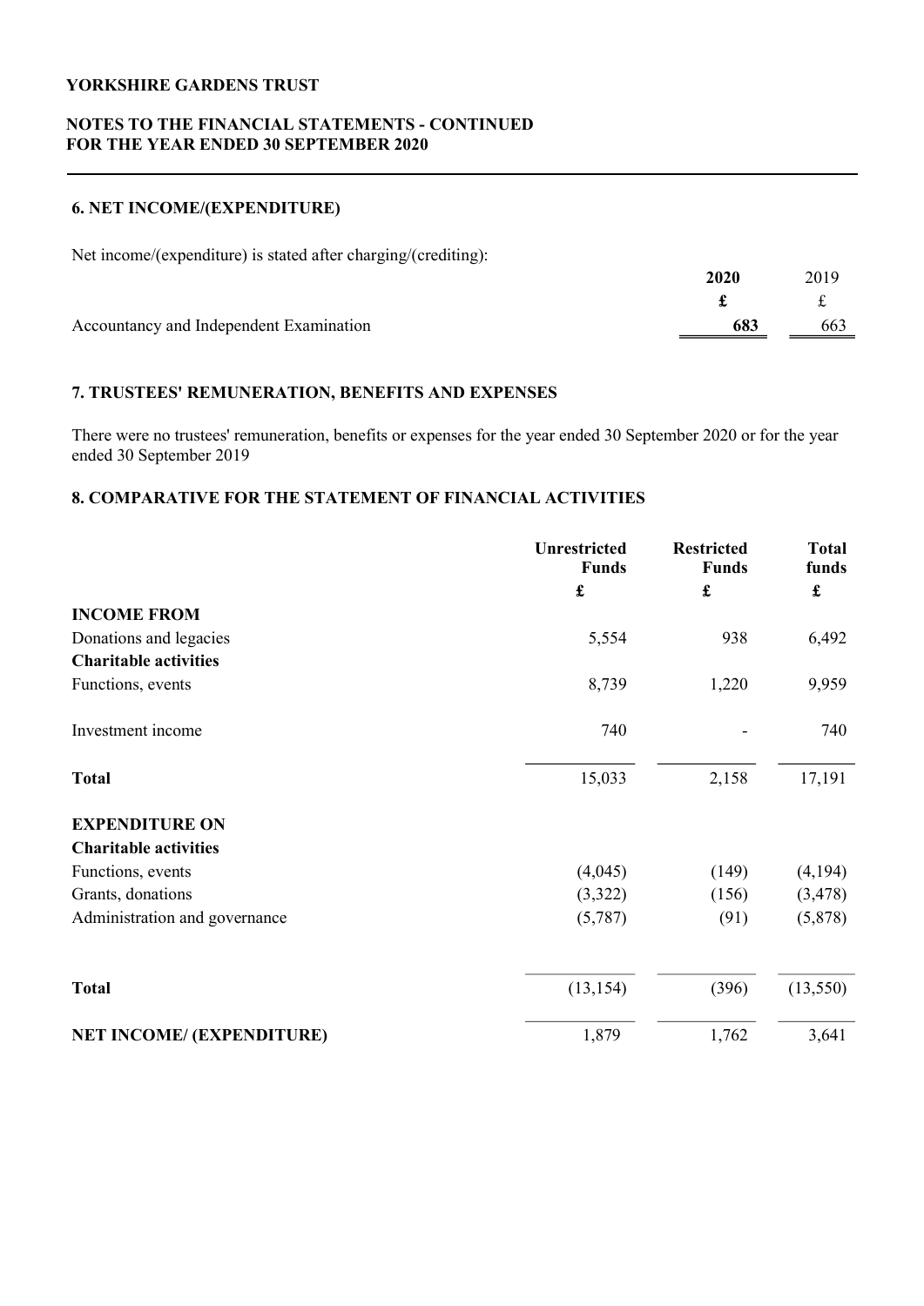**YORKSHIRE GARDENS TRUST**

**NOTES TO THE FINANCIAL STATEMENTS - CONTINUED**
**FOR THE YEAR ENDED 30 SEPTEMBER 2020**

## 6. NET INCOME/(EXPENDITURE)

Net income/(expenditure) is stated after charging/(crediting):

| | **2020** | 2019 |
|---|---|---|
| | **£** | £ |
| Accountancy and Independent Examination | **683** | 663 |

## 7. TRUSTEES' REMUNERATION, BENEFITS AND EXPENSES

There were no trustees' remuneration, benefits or expenses for the year ended 30 September 2020 or for the year ended 30 September 2019

## 8. COMPARATIVE FOR THE STATEMENT OF FINANCIAL ACTIVITIES

| | **Unrestricted Funds** | **Restricted Funds** | **Total funds** |
|---|---|---|---|
| | **£** | **£** | **£** |
| **INCOME FROM** | | | |
| Donations and legacies | 5,554 | 938 | 6,492 |
| **Charitable activities** | | | |
| Functions, events | 8,739 | 1,220 | 9,959 |
| Investment income | 740 | - | 740 |
| **Total** | 15,033 | 2,158 | 17,191 |
| **EXPENDITURE ON** | | | |
| **Charitable activities** | | | |
| Functions, events | (4,045) | (149) | (4,194) |
| Grants, donations | (3,322) | (156) | (3,478) |
| Administration and governance | (5,787) | (91) | (5,878) |
| **Total** | (13,154) | (396) | (13,550) |
| **NET INCOME/ (EXPENDITURE)** | 1,879 | 1,762 | 3,641 |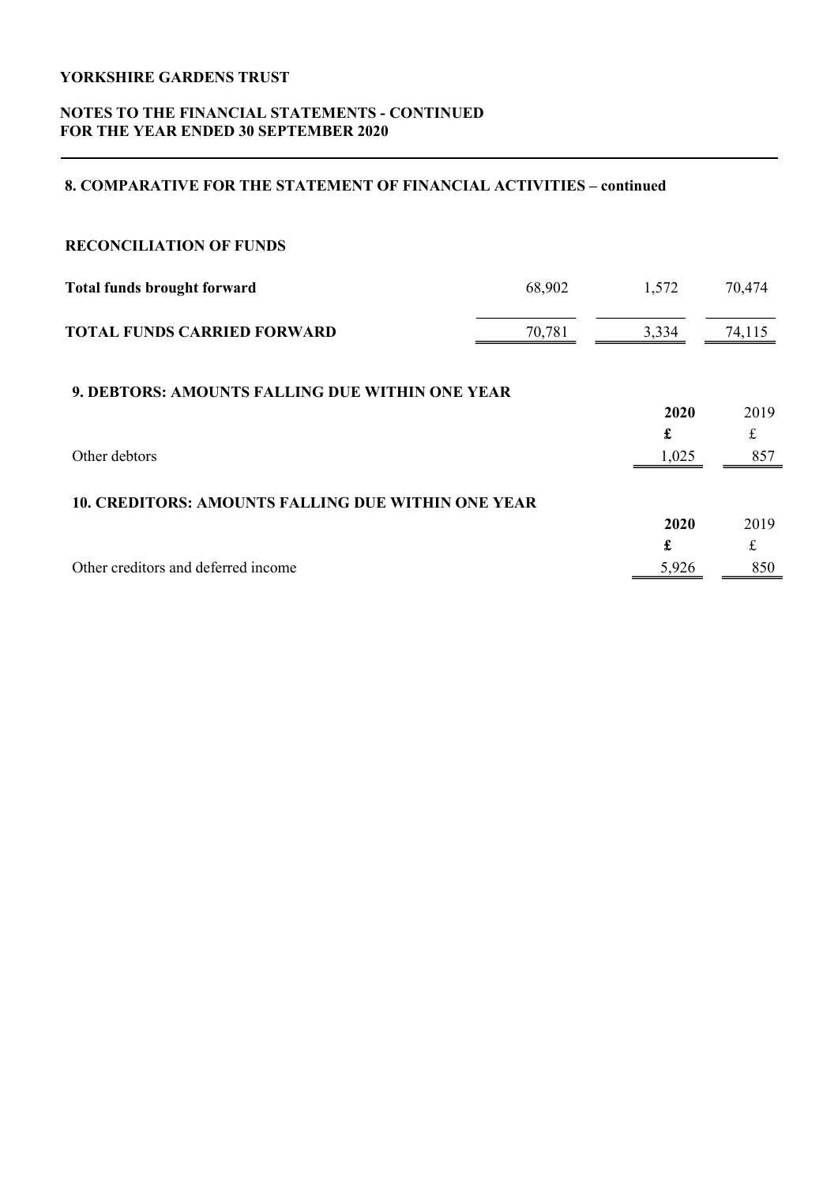## 8. COMPARATIVE FOR THE STATEMENT OF FINANCIAL ACTIVITIES – continued

### RECONCILIATION OF FUNDS

| | | | |
|---|---|---|---|
| **Total funds brought forward** | 68,902 | 1,572 | 70,474 |
| **TOTAL FUNDS CARRIED FORWARD** | 70,781 | 3,334 | 74,115 |

## 9. DEBTORS: AMOUNTS FALLING DUE WITHIN ONE YEAR

| | **2020** | 2019 |
|---|---|---|
| | **£** | £ |
| Other debtors | 1,025 | 857 |

## 10. CREDITORS: AMOUNTS FALLING DUE WITHIN ONE YEAR

| | **2020** | 2019 |
|---|---|---|
| | **£** | £ |
| Other creditors and deferred income | 5,926 | 850 |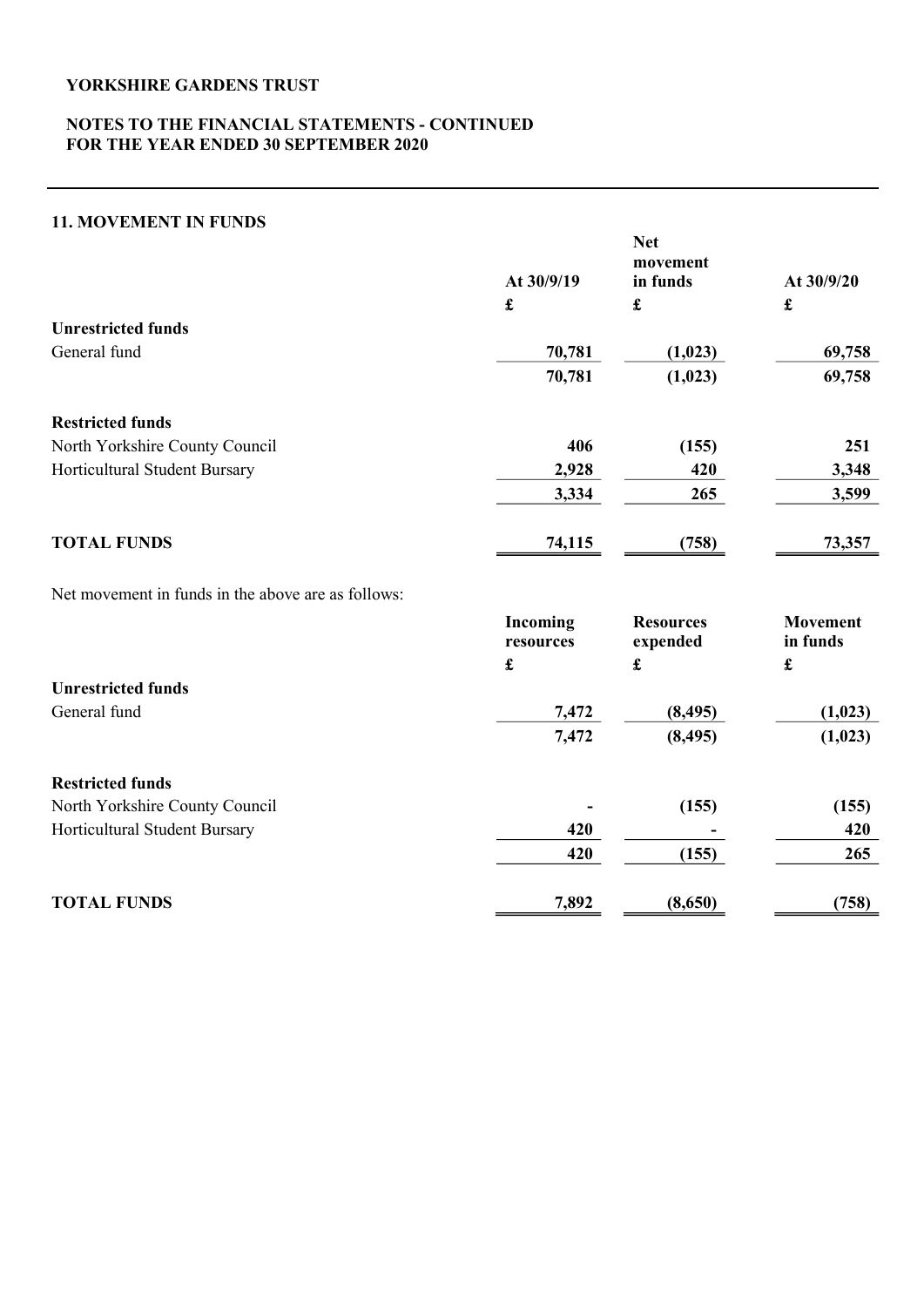YORKSHIRE GARDENS TRUST

NOTES TO THE FINANCIAL STATEMENTS - CONTINUED
FOR THE YEAR ENDED 30 SEPTEMBER 2020

## 11. MOVEMENT IN FUNDS

| | At 30/9/19 | Net movement in funds | At 30/9/20 |
|---|---|---|---|
| | £ | £ | £ |
| **Unrestricted funds** | | | |
| General fund | 70,781 | (1,023) | 69,758 |
| | 70,781 | (1,023) | 69,758 |
| **Restricted funds** | | | |
| North Yorkshire County Council | 406 | (155) | 251 |
| Horticultural Student Bursary | 2,928 | 420 | 3,348 |
| | 3,334 | 265 | 3,599 |
| **TOTAL FUNDS** | 74,115 | (758) | 73,357 |

Net movement in funds in the above are as follows:

| | Incoming resources | Resources expended | Movement in funds |
|---|---|---|---|
| | £ | £ | £ |
| **Unrestricted funds** | | | |
| General fund | 7,472 | (8,495) | (1,023) |
| | 7,472 | (8,495) | (1,023) |
| **Restricted funds** | | | |
| North Yorkshire County Council | - | (155) | (155) |
| Horticultural Student Bursary | 420 | - | 420 |
| | 420 | (155) | 265 |
| **TOTAL FUNDS** | 7,892 | (8,650) | (758) |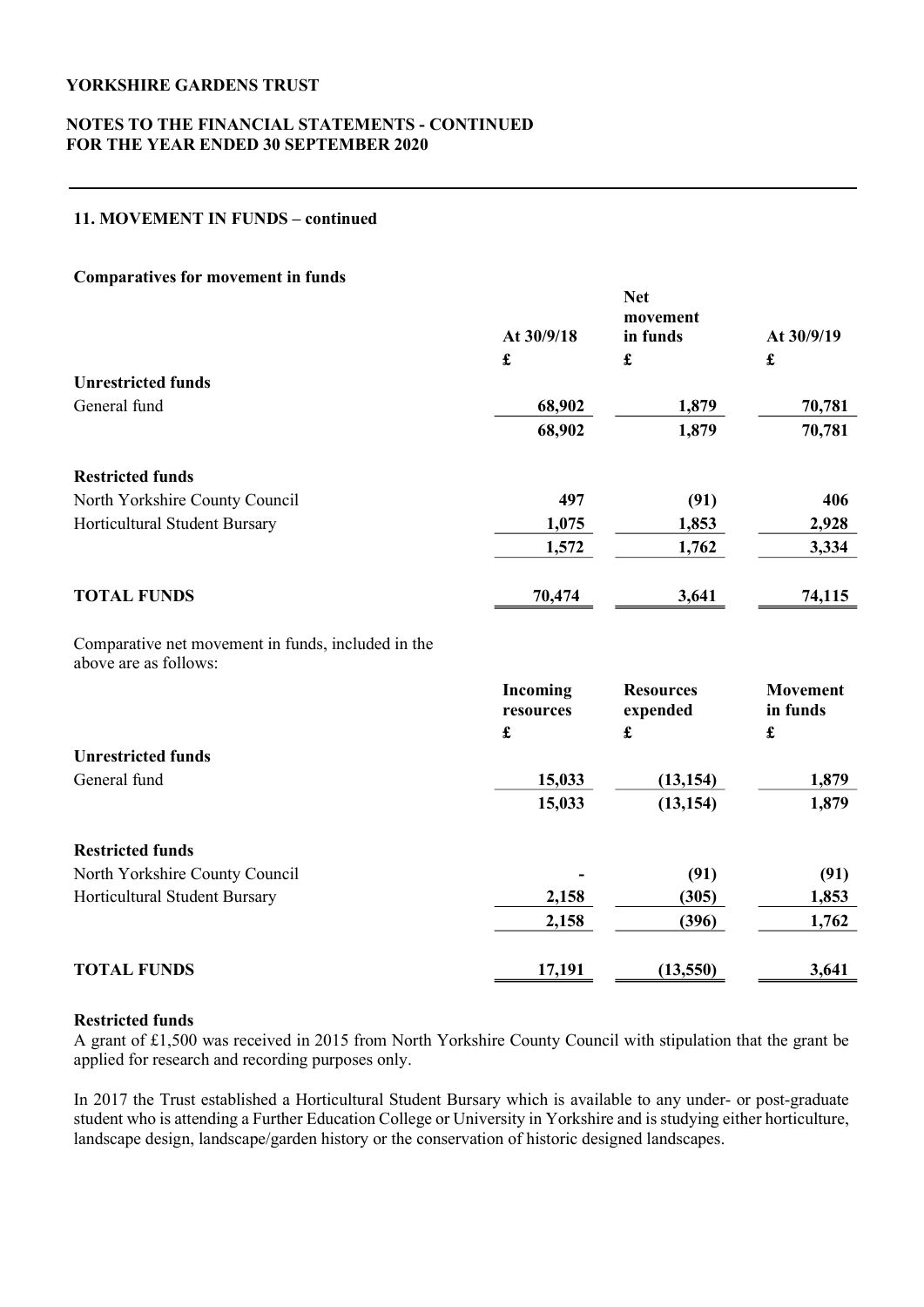## 11. MOVEMENT IN FUNDS – continued

### Comparatives for movement in funds

| | At 30/9/18 | Net movement in funds | At 30/9/19 |
|---|---|---|---|
| | £ | £ | £ |
| **Unrestricted funds** | | | |
| General fund | 68,902 | 1,879 | 70,781 |
| | 68,902 | 1,879 | 70,781 |
| **Restricted funds** | | | |
| North Yorkshire County Council | 497 | (91) | 406 |
| Horticultural Student Bursary | 1,075 | 1,853 | 2,928 |
| | 1,572 | 1,762 | 3,334 |
| **TOTAL FUNDS** | 70,474 | 3,641 | 74,115 |

Comparative net movement in funds, included in the above are as follows:

| | Incoming resources | Resources expended | Movement in funds |
|---|---|---|---|
| | £ | £ | £ |
| **Unrestricted funds** | | | |
| General fund | 15,033 | (13,154) | 1,879 |
| | 15,033 | (13,154) | 1,879 |
| **Restricted funds** | | | |
| North Yorkshire County Council | - | (91) | (91) |
| Horticultural Student Bursary | 2,158 | (305) | 1,853 |
| | 2,158 | (396) | 1,762 |
| **TOTAL FUNDS** | 17,191 | (13,550) | 3,641 |

### Restricted funds

A grant of £1,500 was received in 2015 from North Yorkshire County Council with stipulation that the grant be applied for research and recording purposes only.

In 2017 the Trust established a Horticultural Student Bursary which is available to any under- or post-graduate student who is attending a Further Education College or University in Yorkshire and is studying either horticulture, landscape design, landscape/garden history or the conservation of historic designed landscapes.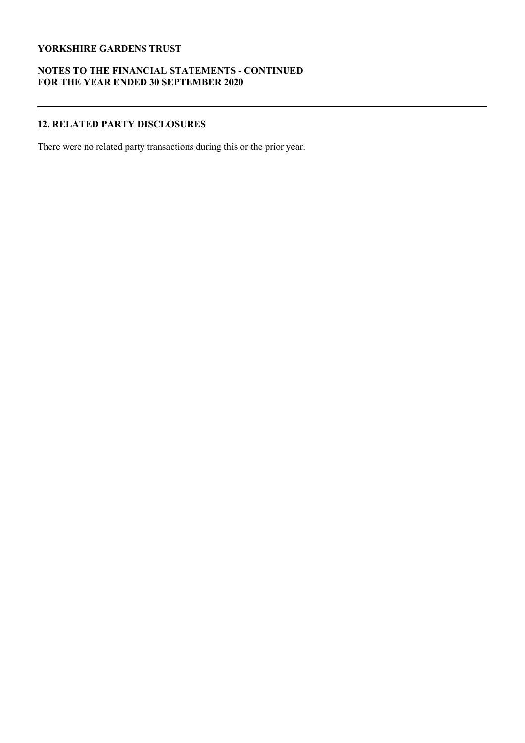## 12. RELATED PARTY DISCLOSURES

There were no related party transactions during this or the prior year.